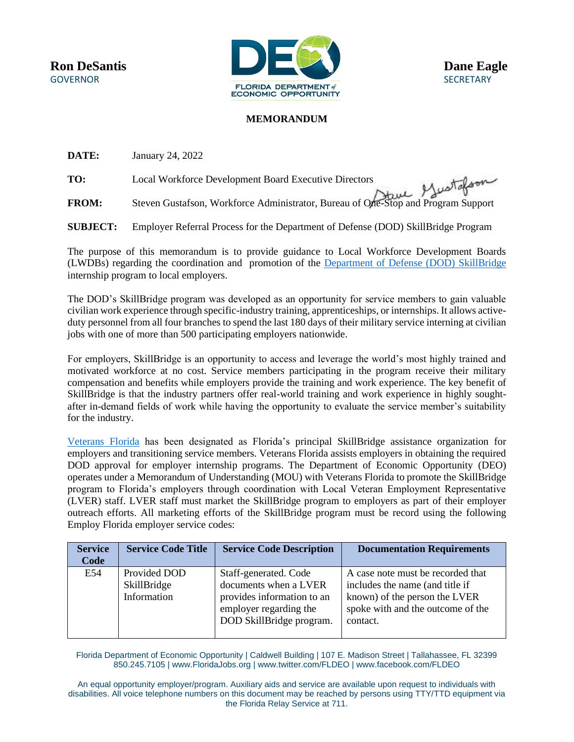**Ron DeSantis**
GOVERNOR

**Dane Eagle**
SECRETARY

**MEMORANDUM**

**DATE:** January 24, 2022

**TO:** Local Workforce Development Board Executive Directors

**FROM:** Steven Gustafson, Workforce Administrator, Bureau of One-Stop and Program Support

**SUBJECT:** Employer Referral Process for the Department of Defense (DOD) SkillBridge Program

The purpose of this memorandum is to provide guidance to Local Workforce Development Boards (LWDBs) regarding the coordination and promotion of the Department of Defense (DOD) SkillBridge internship program to local employers.

The DOD's SkillBridge program was developed as an opportunity for service members to gain valuable civilian work experience through specific-industry training, apprenticeships, or internships. It allows active-duty personnel from all four branches to spend the last 180 days of their military service interning at civilian jobs with one of more than 500 participating employers nationwide.

For employers, SkillBridge is an opportunity to access and leverage the world's most highly trained and motivated workforce at no cost. Service members participating in the program receive their military compensation and benefits while employers provide the training and work experience. The key benefit of SkillBridge is that the industry partners offer real-world training and work experience in highly sought-after in-demand fields of work while having the opportunity to evaluate the service member's suitability for the industry.

Veterans Florida has been designated as Florida's principal SkillBridge assistance organization for employers and transitioning service members. Veterans Florida assists employers in obtaining the required DOD approval for employer internship programs. The Department of Economic Opportunity (DEO) operates under a Memorandum of Understanding (MOU) with Veterans Florida to promote the SkillBridge program to Florida's employers through coordination with Local Veteran Employment Representative (LVER) staff. LVER staff must market the SkillBridge program to employers as part of their employer outreach efforts. All marketing efforts of the SkillBridge program must be record using the following Employ Florida employer service codes:

| Service Code | Service Code Title | Service Code Description | Documentation Requirements |
|---|---|---|---|
| E54 | Provided DOD SkillBridge Information | Staff-generated. Code documents when a LVER provides information to an employer regarding the DOD SkillBridge program. | A case note must be recorded that includes the name (and title if known) of the person the LVER spoke with and the outcome of the contact. |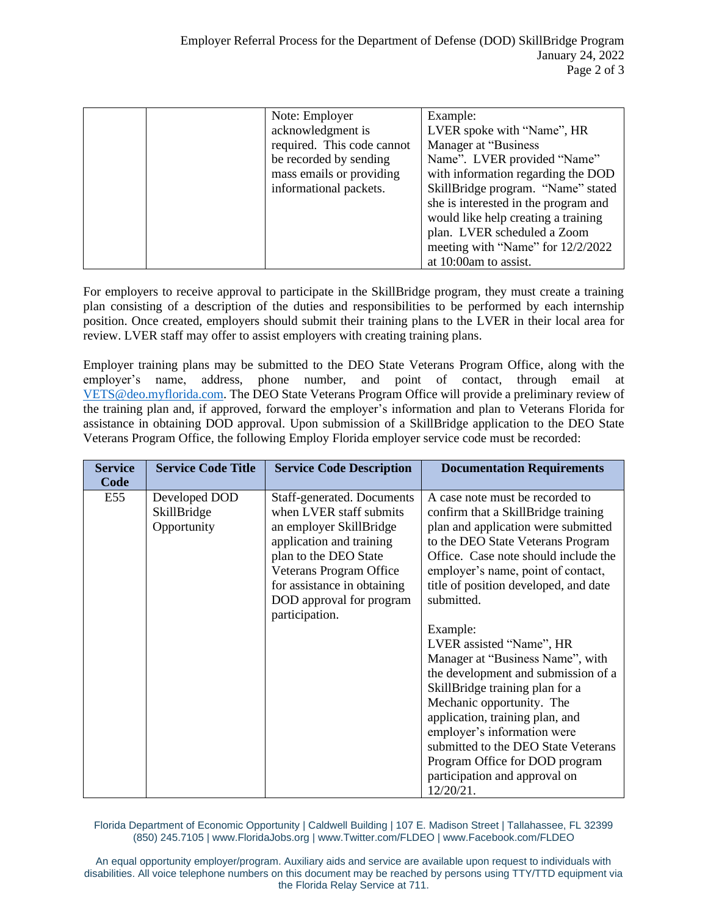| | | Note: Employer acknowledgment is required. This code cannot be recorded by sending mass emails or providing informational packets. | Example:<br>LVER spoke with "Name", HR Manager at "Business Name". LVER provided "Name" with information regarding the DOD SkillBridge program. "Name" stated she is interested in the program and would like help creating a training plan. LVER scheduled a Zoom meeting with "Name" for 12/2/2022 at 10:00am to assist. |
|---|---|---|---|

For employers to receive approval to participate in the SkillBridge program, they must create a training plan consisting of a description of the duties and responsibilities to be performed by each internship position. Once created, employers should submit their training plans to the LVER in their local area for review. LVER staff may offer to assist employers with creating training plans.

Employer training plans may be submitted to the DEO State Veterans Program Office, along with the employer's name, address, phone number, and point of contact, through email at VETS@deo.myflorida.com. The DEO State Veterans Program Office will provide a preliminary review of the training plan and, if approved, forward the employer's information and plan to Veterans Florida for assistance in obtaining DOD approval. Upon submission of a SkillBridge application to the DEO State Veterans Program Office, the following Employ Florida employer service code must be recorded:

| Service Code | Service Code Title | Service Code Description | Documentation Requirements |
|---|---|---|---|
| E55 | Developed DOD SkillBridge Opportunity | Staff-generated. Documents when LVER staff submits an employer SkillBridge application and training plan to the DEO State Veterans Program Office for assistance in obtaining DOD approval for program participation. | A case note must be recorded to confirm that a SkillBridge training plan and application were submitted to the DEO State Veterans Program Office. Case note should include the employer's name, point of contact, title of position developed, and date submitted.<br><br>Example:<br>LVER assisted "Name", HR Manager at "Business Name", with the development and submission of a SkillBridge training plan for a Mechanic opportunity. The application, training plan, and employer's information were submitted to the DEO State Veterans Program Office for DOD program participation and approval on 12/20/21. |

Florida Department of Economic Opportunity | Caldwell Building | 107 E. Madison Street | Tallahassee, FL 32399
(850) 245.7105 | www.FloridaJobs.org | www.Twitter.com/FLDEO | www.Facebook.com/FLDEO

An equal opportunity employer/program. Auxiliary aids and service are available upon request to individuals with disabilities. All voice telephone numbers on this document may be reached by persons using TTY/TTD equipment via the Florida Relay Service at 711.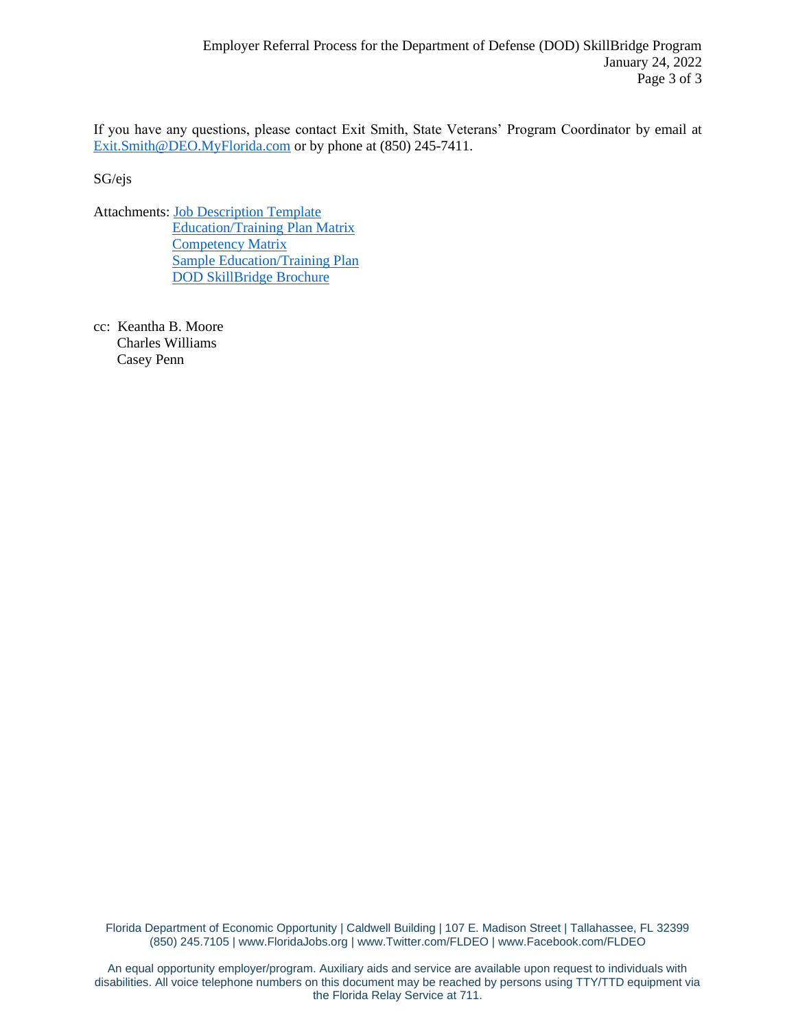If you have any questions, please contact Exit Smith, State Veterans' Program Coordinator by email at Exit.Smith@DEO.MyFlorida.com or by phone at (850) 245-7411.

SG/ejs

Attachments: Job Description Template
Education/Training Plan Matrix
Competency Matrix
Sample Education/Training Plan
DOD SkillBridge Brochure

cc: Keantha B. Moore
Charles Williams
Casey Penn

Florida Department of Economic Opportunity | Caldwell Building | 107 E. Madison Street | Tallahassee, FL 32399
(850) 245.7105 | www.FloridaJobs.org | www.Twitter.com/FLDEO | www.Facebook.com/FLDEO

An equal opportunity employer/program. Auxiliary aids and service are available upon request to individuals with disabilities. All voice telephone numbers on this document may be reached by persons using TTY/TTD equipment via the Florida Relay Service at 711.